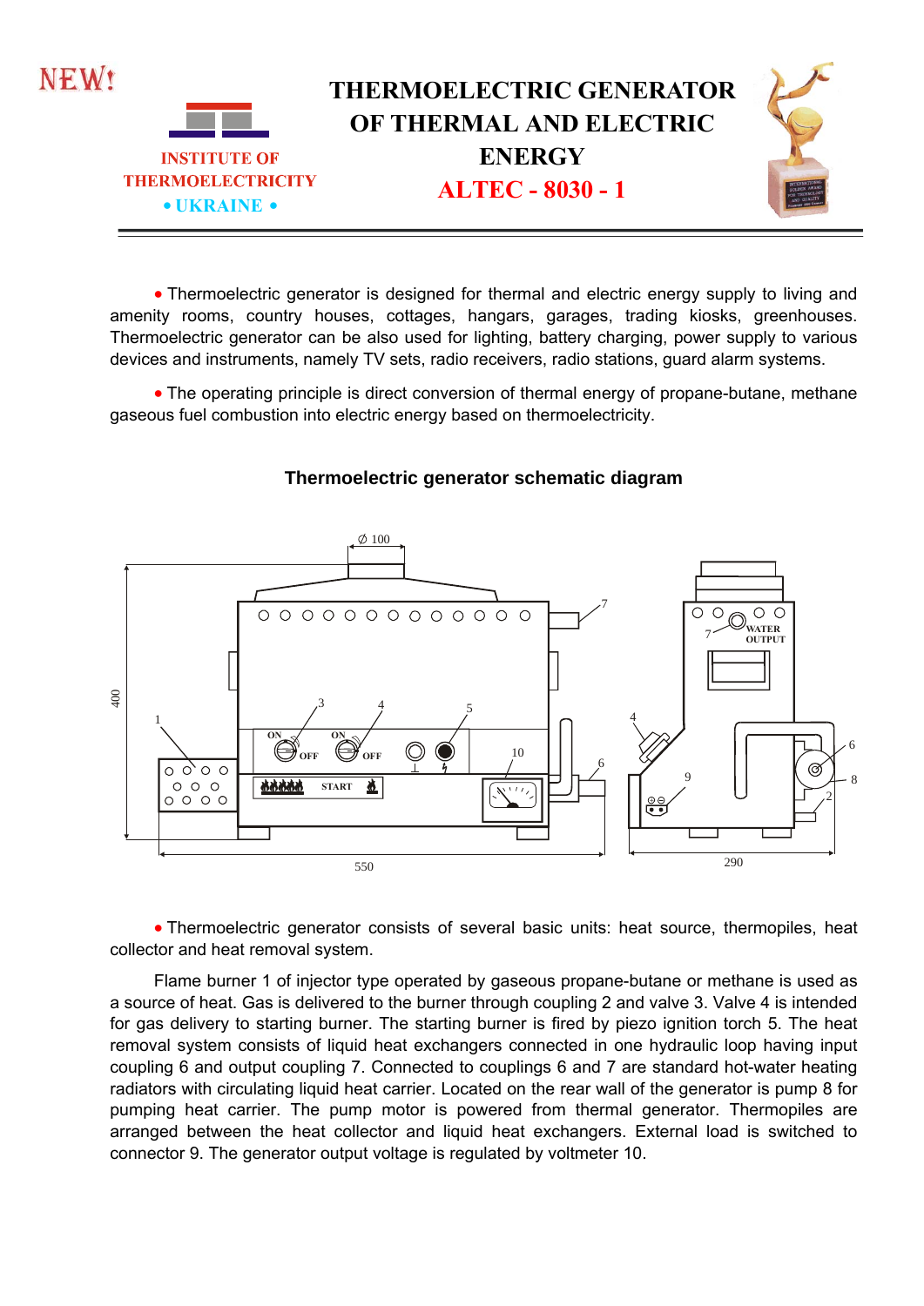NEW!

INSTITUTE OF THERMOELECTRICITY
• UKRAINE •

# THERMOELECTRIC GENERATOR OF THERMAL AND ELECTRIC ENERGY

## ALTEC - 8030 - 1

- Thermoelectric generator is designed for thermal and electric energy supply to living and amenity rooms, country houses, cottages, hangars, garages, trading kiosks, greenhouses. Thermoelectric generator can be also used for lighting, battery charging, power supply to various devices and instruments, namely TV sets, radio receivers, radio stations, guard alarm systems.

- The operating principle is direct conversion of thermal energy of propane-butane, methane gaseous fuel combustion into electric energy based on thermoelectricity.

### Thermoelectric generator schematic diagram

- Thermoelectric generator consists of several basic units: heat source, thermopiles, heat collector and heat removal system.

Flame burner 1 of injector type operated by gaseous propane-butane or methane is used as a source of heat. Gas is delivered to the burner through coupling 2 and valve 3. Valve 4 is intended for gas delivery to starting burner. The starting burner is fired by piezo ignition torch 5. The heat removal system consists of liquid heat exchangers connected in one hydraulic loop having input coupling 6 and output coupling 7. Connected to couplings 6 and 7 are standard hot-water heating radiators with circulating liquid heat carrier. Located on the rear wall of the generator is pump 8 for pumping heat carrier. The pump motor is powered from thermal generator. Thermopiles are arranged between the heat collector and liquid heat exchangers. External load is switched to connector 9. The generator output voltage is regulated by voltmeter 10.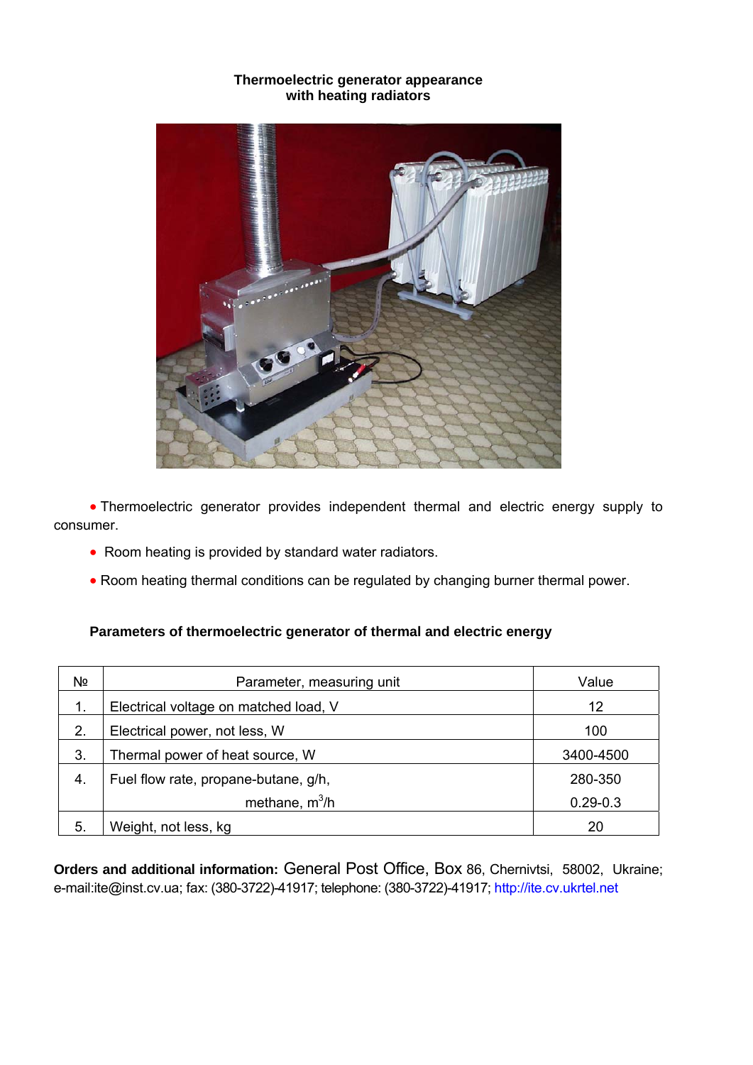**Thermoelectric generator appearance with heating radiators**

- Thermoelectric generator provides independent thermal and electric energy supply to consumer.
- Room heating is provided by standard water radiators.
- Room heating thermal conditions can be regulated by changing burner thermal power.

**Parameters of thermoelectric generator of thermal and electric energy**

| № | Parameter, measuring unit | Value |
|---|---|---|
| 1. | Electrical voltage on matched load, V | 12 |
| 2. | Electrical power, not less, W | 100 |
| 3. | Thermal power of heat source, W | 3400-4500 |
| 4. | Fuel flow rate, propane-butane, g/h, | 280-350 |
| | methane, $m^3/h$ | 0.29-0.3 |
| 5. | Weight, not less, kg | 20 |

**Orders and additional information:** General Post Office, Box 86, Chernivtsi, 58002, Ukraine; e-mail:ite@inst.cv.ua; fax: (380-3722)-41917; telephone: (380-3722)-41917; http://ite.cv.ukrtel.net